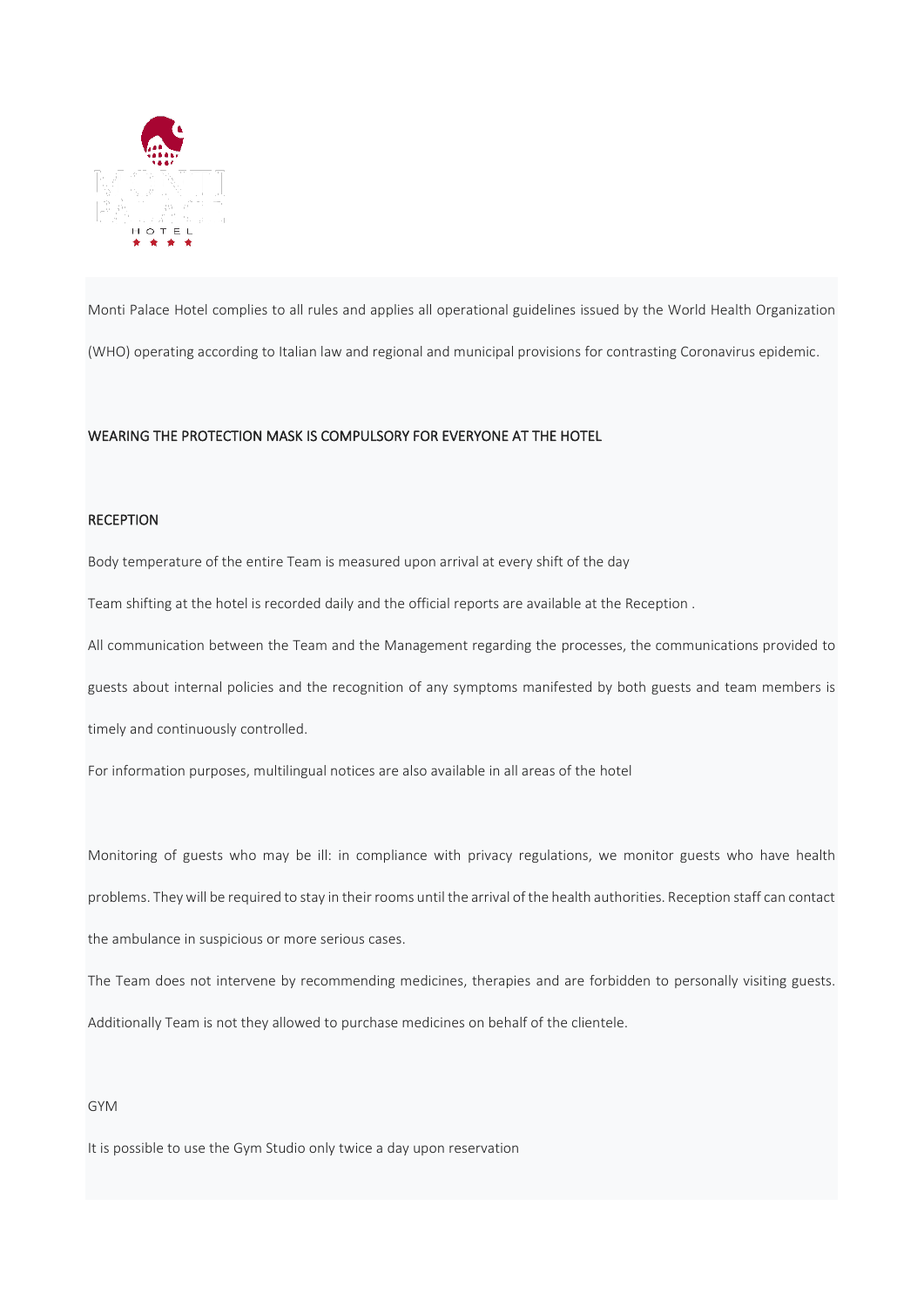Monti Palace Hotel complies to all rules and applies all operational guidelines issued by the World Health Organization (WHO) operating according to Italian law and regional and municipal provisions for contrasting Coronavirus epidemic.

## WEARING THE PROTECTION MASK IS COMPULSORY FOR EVERYONE AT THE HOTEL

## RECEPTION

Body temperature of the entire Team is measured upon arrival at every shift of the day

Team shifting at the hotel is recorded daily and the official reports are available at the Reception .

All communication between the Team and the Management regarding the processes, the communications provided to guests about internal policies and the recognition of any symptoms manifested by both guests and team members is timely and continuously controlled.

For information purposes, multilingual notices are also available in all areas of the hotel

Monitoring of guests who may be ill: in compliance with privacy regulations, we monitor guests who have health problems. They will be required to stay in their rooms until the arrival of the health authorities. Reception staff can contact the ambulance in suspicious or more serious cases.

The Team does not intervene by recommending medicines, therapies and are forbidden to personally visiting guests. Additionally Team is not they allowed to purchase medicines on behalf of the clientele.

## GYM

It is possible to use the Gym Studio only twice a day upon reservation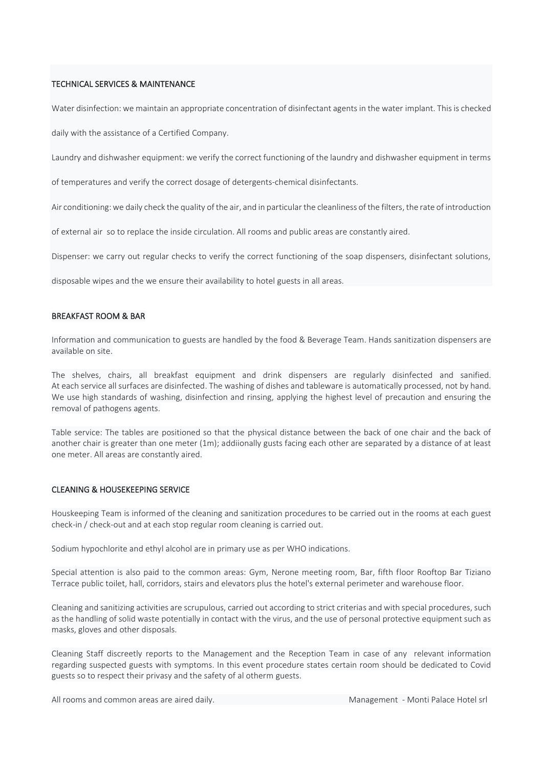## TECHNICAL SERVICES & MAINTENANCE

Water disinfection: we maintain an appropriate concentration of disinfectant agents in the water implant. This is checked daily with the assistance of a Certified Company.

Laundry and dishwasher equipment: we verify the correct functioning of the laundry and dishwasher equipment in terms of temperatures and verify the correct dosage of detergents-chemical disinfectants.

Air conditioning: we daily check the quality of the air, and in particular the cleanliness of the filters, the rate of introduction of external air so to replace the inside circulation. All rooms and public areas are constantly aired.

Dispenser: we carry out regular checks to verify the correct functioning of the soap dispensers, disinfectant solutions, disposable wipes and the we ensure their availability to hotel guests in all areas.

## BREAKFAST ROOM & BAR

Information and communication to guests are handled by the food & Beverage Team. Hands sanitization dispensers are available on site.

The shelves, chairs, all breakfast equipment and drink dispensers are regularly disinfected and sanified. At each service all surfaces are disinfected. The washing of dishes and tableware is automatically processed, not by hand. We use high standards of washing, disinfection and rinsing, applying the highest level of precaution and ensuring the removal of pathogens agents.

Table service: The tables are positioned so that the physical distance between the back of one chair and the back of another chair is greater than one meter (1m); addiionally gusts facing each other are separated by a distance of at least one meter. All areas are constantly aired.

## CLEANING & HOUSEKEEPING SERVICE

Houskeeping Team is informed of the cleaning and sanitization procedures to be carried out in the rooms at each guest check-in / check-out and at each stop regular room cleaning is carried out.

Sodium hypochlorite and ethyl alcohol are in primary use as per WHO indications.

Special attention is also paid to the common areas: Gym, Nerone meeting room, Bar, fifth floor Rooftop Bar Tiziano Terrace public toilet, hall, corridors, stairs and elevators plus the hotel's external perimeter and warehouse floor.

Cleaning and sanitizing activities are scrupulous, carried out according to strict criterias and with special procedures, such as the handling of solid waste potentially in contact with the virus, and the use of personal protective equipment such as masks, gloves and other disposals.

Cleaning Staff discreetly reports to the Management and the Reception Team in case of any relevant information regarding suspected guests with symptoms. In this event procedure states certain room should be dedicated to Covid guests so to respect their privasy and the safety of al otherm guests.

All rooms and common areas are aired daily.

Management - Monti Palace Hotel srl